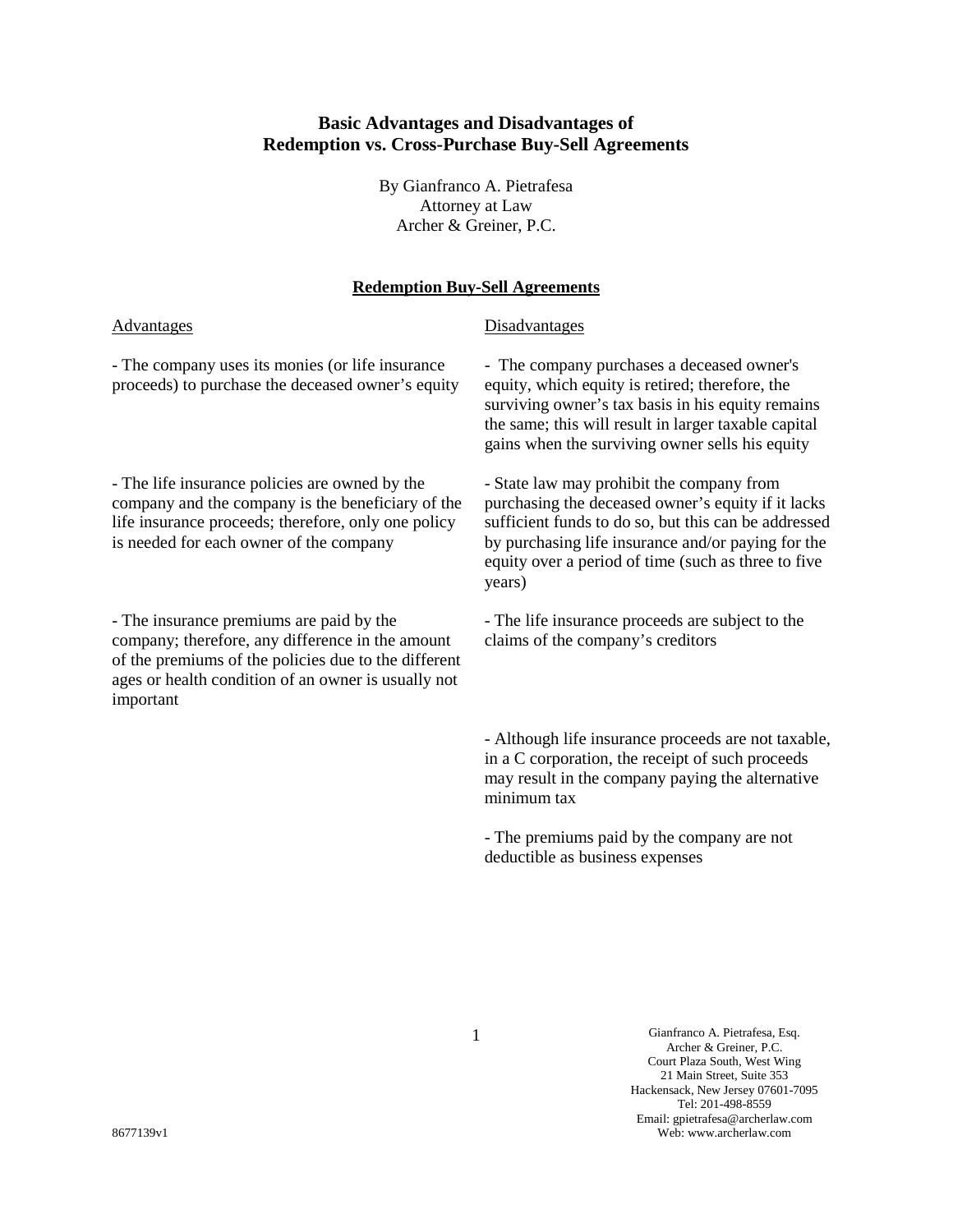# Basic Advantages and Disadvantages of Redemption vs. Cross-Purchase Buy-Sell Agreements

By Gianfranco A. Pietrafesa
Attorney at Law
Archer & Greiner, P.C.

## Redemption Buy-Sell Agreements

| Advantages | Disadvantages |
| --- | --- |
| - The company uses its monies (or life insurance proceeds) to purchase the deceased owner's equity | - The company purchases a deceased owner's equity, which equity is retired; therefore, the surviving owner's tax basis in his equity remains the same; this will result in larger taxable capital gains when the surviving owner sells his equity |
| - The life insurance policies are owned by the company and the company is the beneficiary of the life insurance proceeds; therefore, only one policy is needed for each owner of the company | - State law may prohibit the company from purchasing the deceased owner's equity if it lacks sufficient funds to do so, but this can be addressed by purchasing life insurance and/or paying for the equity over a period of time (such as three to five years) |
| - The insurance premiums are paid by the company; therefore, any difference in the amount of the premiums of the policies due to the different ages or health condition of an owner is usually not important | - The life insurance proceeds are subject to the claims of the company's creditors |
| | - Although life insurance proceeds are not taxable, in a C corporation, the receipt of such proceeds may result in the company paying the alternative minimum tax |
| | - The premiums paid by the company are not deductible as business expenses |

Gianfranco A. Pietrafesa, Esq.
Archer & Greiner, P.C.
Court Plaza South, West Wing
21 Main Street, Suite 353
Hackensack, New Jersey 07601-7095
Tel: 201-498-8559
Email: gpietrafesa@archerlaw.com
Web: www.archerlaw.com

8677139v1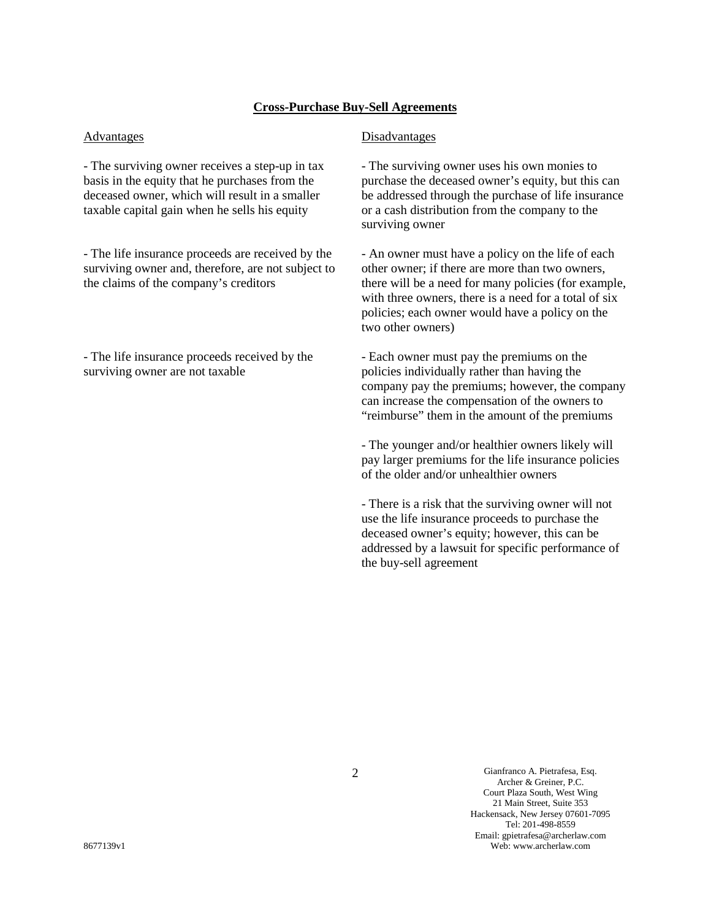## Cross-Purchase Buy-Sell Agreements

### Advantages

- The surviving owner receives a step-up in tax basis in the equity that he purchases from the deceased owner, which will result in a smaller taxable capital gain when he sells his equity

- The life insurance proceeds are received by the surviving owner and, therefore, are not subject to the claims of the company's creditors

- The life insurance proceeds received by the surviving owner are not taxable

### Disadvantages

- The surviving owner uses his own monies to purchase the deceased owner's equity, but this can be addressed through the purchase of life insurance or a cash distribution from the company to the surviving owner

- An owner must have a policy on the life of each other owner; if there are more than two owners, there will be a need for many policies (for example, with three owners, there is a need for a total of six policies; each owner would have a policy on the two other owners)

- Each owner must pay the premiums on the policies individually rather than having the company pay the premiums; however, the company can increase the compensation of the owners to "reimburse" them in the amount of the premiums

- The younger and/or healthier owners likely will pay larger premiums for the life insurance policies of the older and/or unhealthier owners

- There is a risk that the surviving owner will not use the life insurance proceeds to purchase the deceased owner's equity; however, this can be addressed by a lawsuit for specific performance of the buy-sell agreement

Gianfranco A. Pietrafesa, Esq.
Archer & Greiner, P.C.
Court Plaza South, West Wing
21 Main Street, Suite 353
Hackensack, New Jersey 07601-7095
Tel: 201-498-8559
Email: gpietrafesa@archerlaw.com
Web: www.archerlaw.com

8677139v1